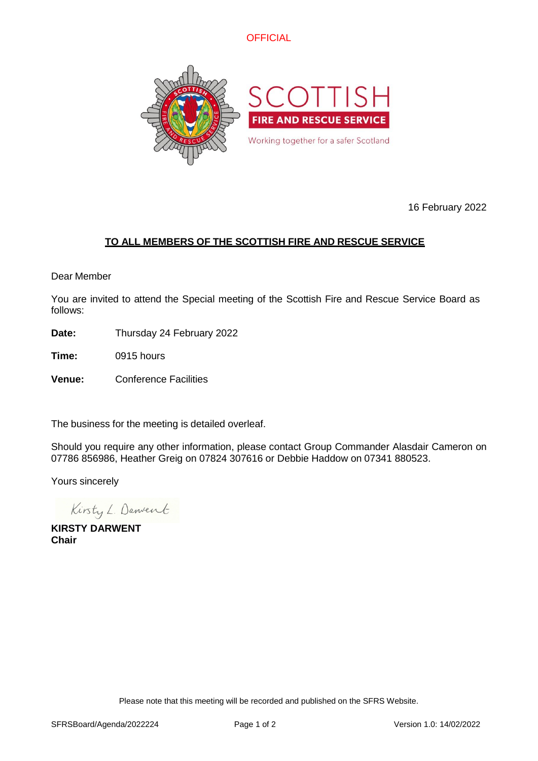OFFICIAL

SCOTTISH

FIRE AND RESCUE SERVICE

Working together for a safer Scotland

16 February 2022

**TO ALL MEMBERS OF THE SCOTTISH FIRE AND RESCUE SERVICE**

Dear Member

You are invited to attend the Special meeting of the Scottish Fire and Rescue Service Board as follows:

**Date:** Thursday 24 February 2022

**Time:** 0915 hours

**Venue:** Conference Facilities

The business for the meeting is detailed overleaf.

Should you require any other information, please contact Group Commander Alasdair Cameron on 07786 856986, Heather Greig on 07824 307616 or Debbie Haddow on 07341 880523.

Yours sincerely

Kirsty L. Darwent

**KIRSTY DARWENT**
**Chair**

Please note that this meeting will be recorded and published on the SFRS Website.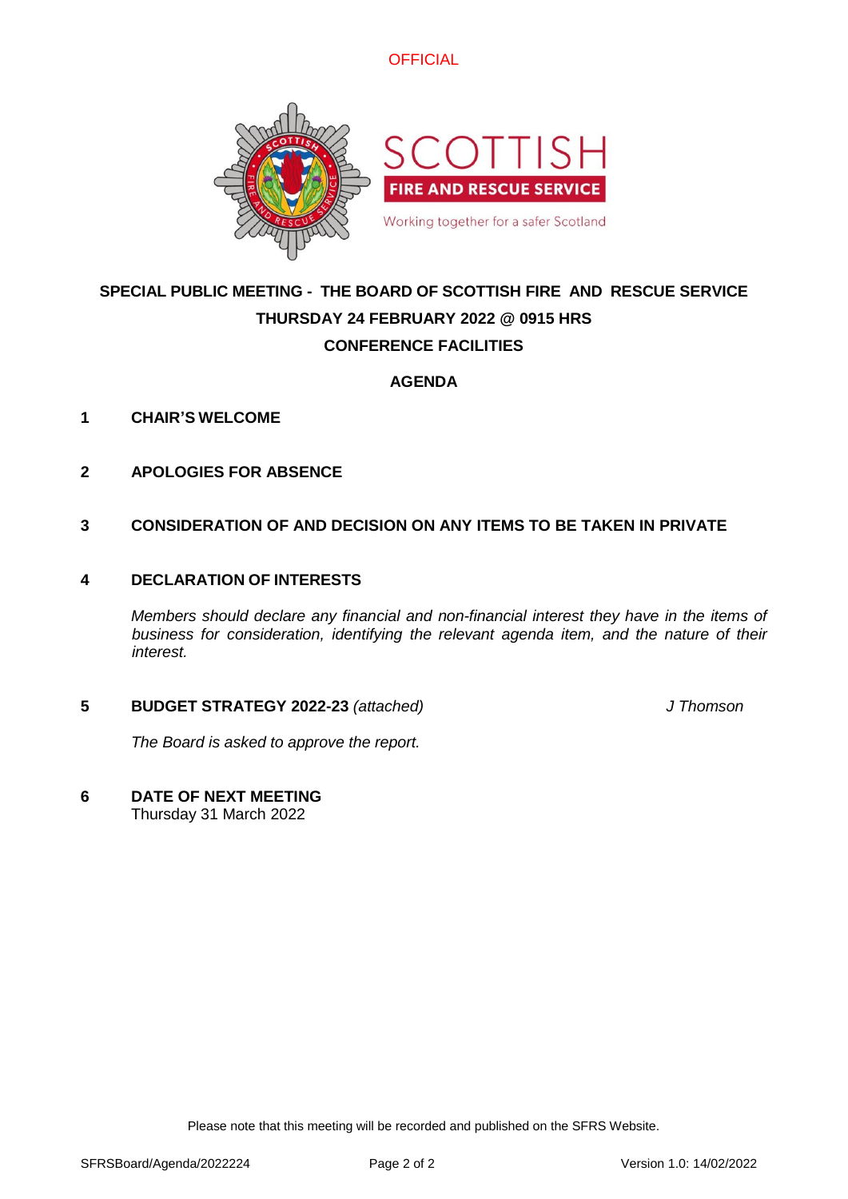OFFICIAL

SCOTTISH
FIRE AND RESCUE SERVICE
Working together for a safer Scotland

# SPECIAL PUBLIC MEETING - THE BOARD OF SCOTTISH FIRE AND RESCUE SERVICE

## THURSDAY 24 FEBRUARY 2022 @ 0915 HRS

## CONFERENCE FACILITIES

## AGENDA

**1 CHAIR'S WELCOME**

**2 APOLOGIES FOR ABSENCE**

**3 CONSIDERATION OF AND DECISION ON ANY ITEMS TO BE TAKEN IN PRIVATE**

**4 DECLARATION OF INTERESTS**

*Members should declare any financial and non-financial interest they have in the items of business for consideration, identifying the relevant agenda item, and the nature of their interest.*

**5 BUDGET STRATEGY 2022-23** *(attached)* — *J Thomson*

*The Board is asked to approve the report.*

**6 DATE OF NEXT MEETING**
Thursday 31 March 2022

Please note that this meeting will be recorded and published on the SFRS Website.

SFRSBoard/Agenda/2022224 — Version 1.0: 14/02/2022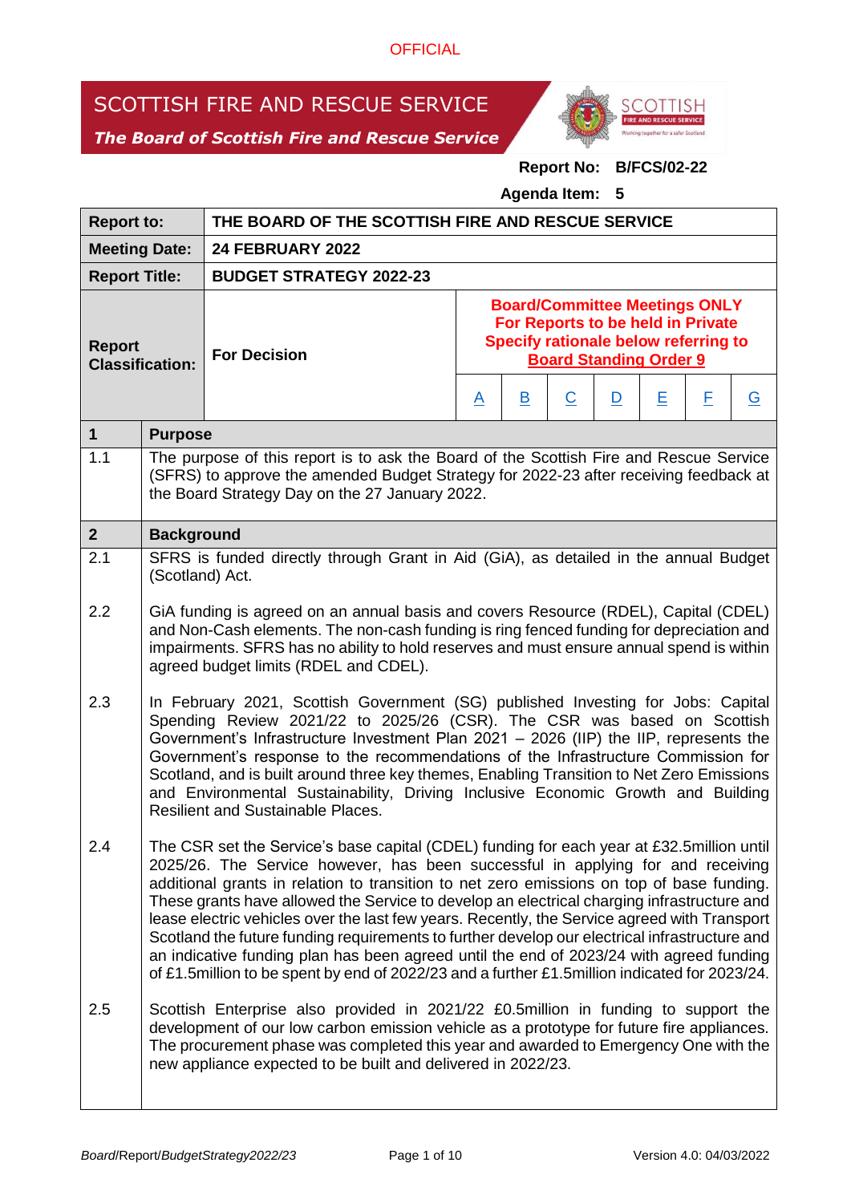OFFICIAL

# SCOTTISH FIRE AND RESCUE SERVICE

***The Board of Scottish Fire and Rescue Service***

**Report No: B/FCS/02-22**

**Agenda Item: 5**

| **Report to:** | **THE BOARD OF THE SCOTTISH FIRE AND RESCUE SERVICE** | | | | | | | |
|---|---|---|---|---|---|---|---|---|
| **Meeting Date:** | **24 FEBRUARY 2022** | | | | | | | |
| **Report Title:** | **BUDGET STRATEGY 2022-23** | | | | | | | |
| **Report Classification:** | **For Decision** | **Board/Committee Meetings ONLY For Reports to be held in Private Specify rationale below referring to Board Standing Order 9** | | | | | | |
| | | A | B | C | D | E | F | G |

| **1** | **Purpose** |
|---|---|
| 1.1 | The purpose of this report is to ask the Board of the Scottish Fire and Rescue Service (SFRS) to approve the amended Budget Strategy for 2022-23 after receiving feedback at the Board Strategy Day on the 27 January 2022. |
| **2** | **Background** |
| 2.1 | SFRS is funded directly through Grant in Aid (GiA), as detailed in the annual Budget (Scotland) Act. |
| 2.2 | GiA funding is agreed on an annual basis and covers Resource (RDEL), Capital (CDEL) and Non-Cash elements. The non-cash funding is ring fenced funding for depreciation and impairments. SFRS has no ability to hold reserves and must ensure annual spend is within agreed budget limits (RDEL and CDEL). |
| 2.3 | In February 2021, Scottish Government (SG) published Investing for Jobs: Capital Spending Review 2021/22 to 2025/26 (CSR). The CSR was based on Scottish Government's Infrastructure Investment Plan 2021 – 2026 (IIP) the IIP, represents the Government's response to the recommendations of the Infrastructure Commission for Scotland, and is built around three key themes, Enabling Transition to Net Zero Emissions and Environmental Sustainability, Driving Inclusive Economic Growth and Building Resilient and Sustainable Places. |
| 2.4 | The CSR set the Service's base capital (CDEL) funding for each year at £32.5million until 2025/26. The Service however, has been successful in applying for and receiving additional grants in relation to transition to net zero emissions on top of base funding. These grants have allowed the Service to develop an electrical charging infrastructure and lease electric vehicles over the last few years. Recently, the Service agreed with Transport Scotland the future funding requirements to further develop our electrical infrastructure and an indicative funding plan has been agreed until the end of 2023/24 with agreed funding of £1.5million to be spent by end of 2022/23 and a further £1.5million indicated for 2023/24. |
| 2.5 | Scottish Enterprise also provided in 2021/22 £0.5million in funding to support the development of our low carbon emission vehicle as a prototype for future fire appliances. The procurement phase was completed this year and awarded to Emergency One with the new appliance expected to be built and delivered in 2022/23. |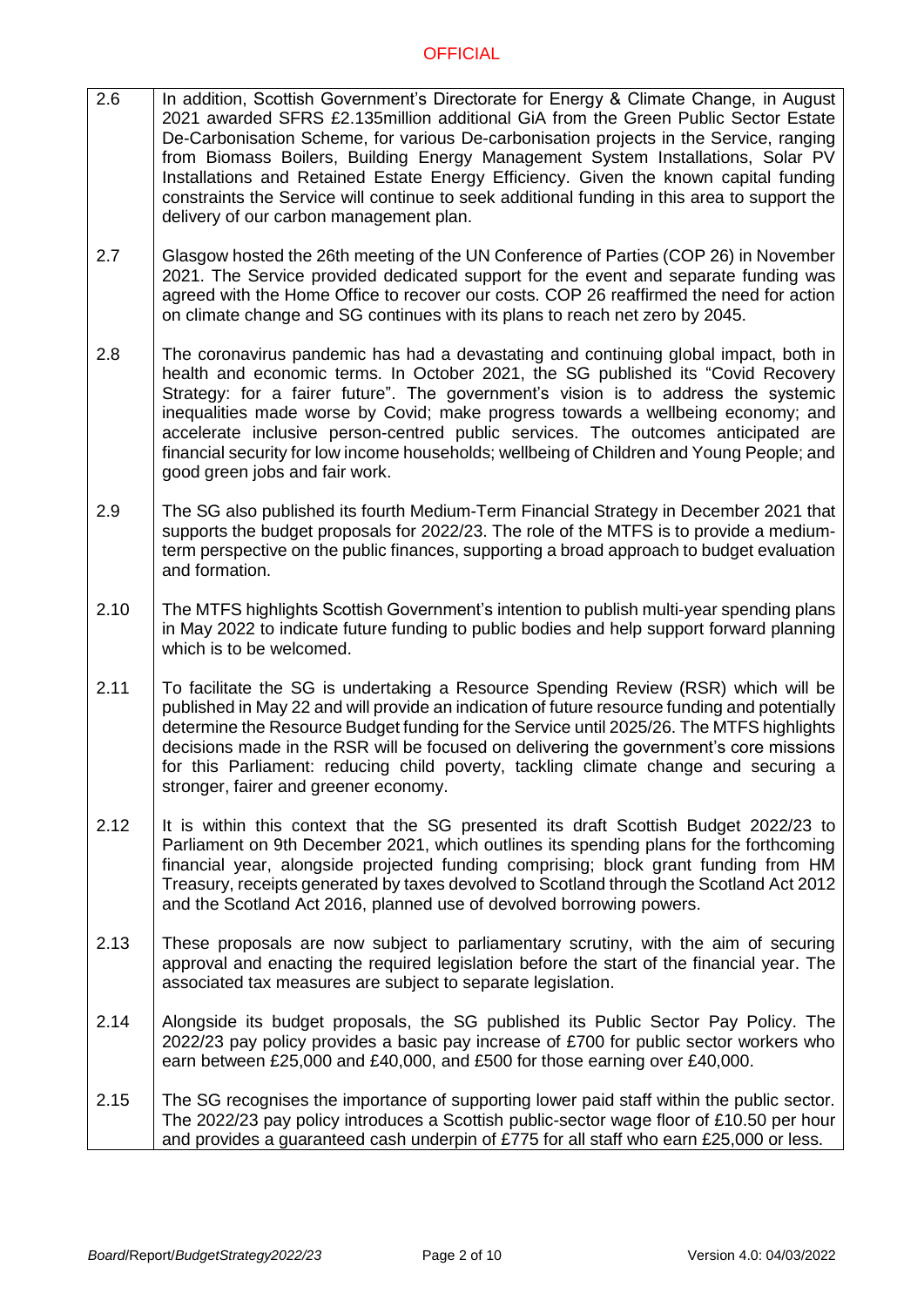| | |
|---|---|
| 2.6 | In addition, Scottish Government's Directorate for Energy & Climate Change, in August 2021 awarded SFRS £2.135million additional GiA from the Green Public Sector Estate De-Carbonisation Scheme, for various De-carbonisation projects in the Service, ranging from Biomass Boilers, Building Energy Management System Installations, Solar PV Installations and Retained Estate Energy Efficiency. Given the known capital funding constraints the Service will continue to seek additional funding in this area to support the delivery of our carbon management plan. |
| 2.7 | Glasgow hosted the 26th meeting of the UN Conference of Parties (COP 26) in November 2021. The Service provided dedicated support for the event and separate funding was agreed with the Home Office to recover our costs. COP 26 reaffirmed the need for action on climate change and SG continues with its plans to reach net zero by 2045. |
| 2.8 | The coronavirus pandemic has had a devastating and continuing global impact, both in health and economic terms. In October 2021, the SG published its "Covid Recovery Strategy: for a fairer future". The government's vision is to address the systemic inequalities made worse by Covid; make progress towards a wellbeing economy; and accelerate inclusive person-centred public services. The outcomes anticipated are financial security for low income households; wellbeing of Children and Young People; and good green jobs and fair work. |
| 2.9 | The SG also published its fourth Medium-Term Financial Strategy in December 2021 that supports the budget proposals for 2022/23. The role of the MTFS is to provide a medium-term perspective on the public finances, supporting a broad approach to budget evaluation and formation. |
| 2.10 | The MTFS highlights Scottish Government's intention to publish multi-year spending plans in May 2022 to indicate future funding to public bodies and help support forward planning which is to be welcomed. |
| 2.11 | To facilitate the SG is undertaking a Resource Spending Review (RSR) which will be published in May 22 and will provide an indication of future resource funding and potentially determine the Resource Budget funding for the Service until 2025/26. The MTFS highlights decisions made in the RSR will be focused on delivering the government's core missions for this Parliament: reducing child poverty, tackling climate change and securing a stronger, fairer and greener economy. |
| 2.12 | It is within this context that the SG presented its draft Scottish Budget 2022/23 to Parliament on 9th December 2021, which outlines its spending plans for the forthcoming financial year, alongside projected funding comprising; block grant funding from HM Treasury, receipts generated by taxes devolved to Scotland through the Scotland Act 2012 and the Scotland Act 2016, planned use of devolved borrowing powers. |
| 2.13 | These proposals are now subject to parliamentary scrutiny, with the aim of securing approval and enacting the required legislation before the start of the financial year. The associated tax measures are subject to separate legislation. |
| 2.14 | Alongside its budget proposals, the SG published its Public Sector Pay Policy. The 2022/23 pay policy provides a basic pay increase of £700 for public sector workers who earn between £25,000 and £40,000, and £500 for those earning over £40,000. |
| 2.15 | The SG recognises the importance of supporting lower paid staff within the public sector. The 2022/23 pay policy introduces a Scottish public-sector wage floor of £10.50 per hour and provides a guaranteed cash underpin of £775 for all staff who earn £25,000 or less. |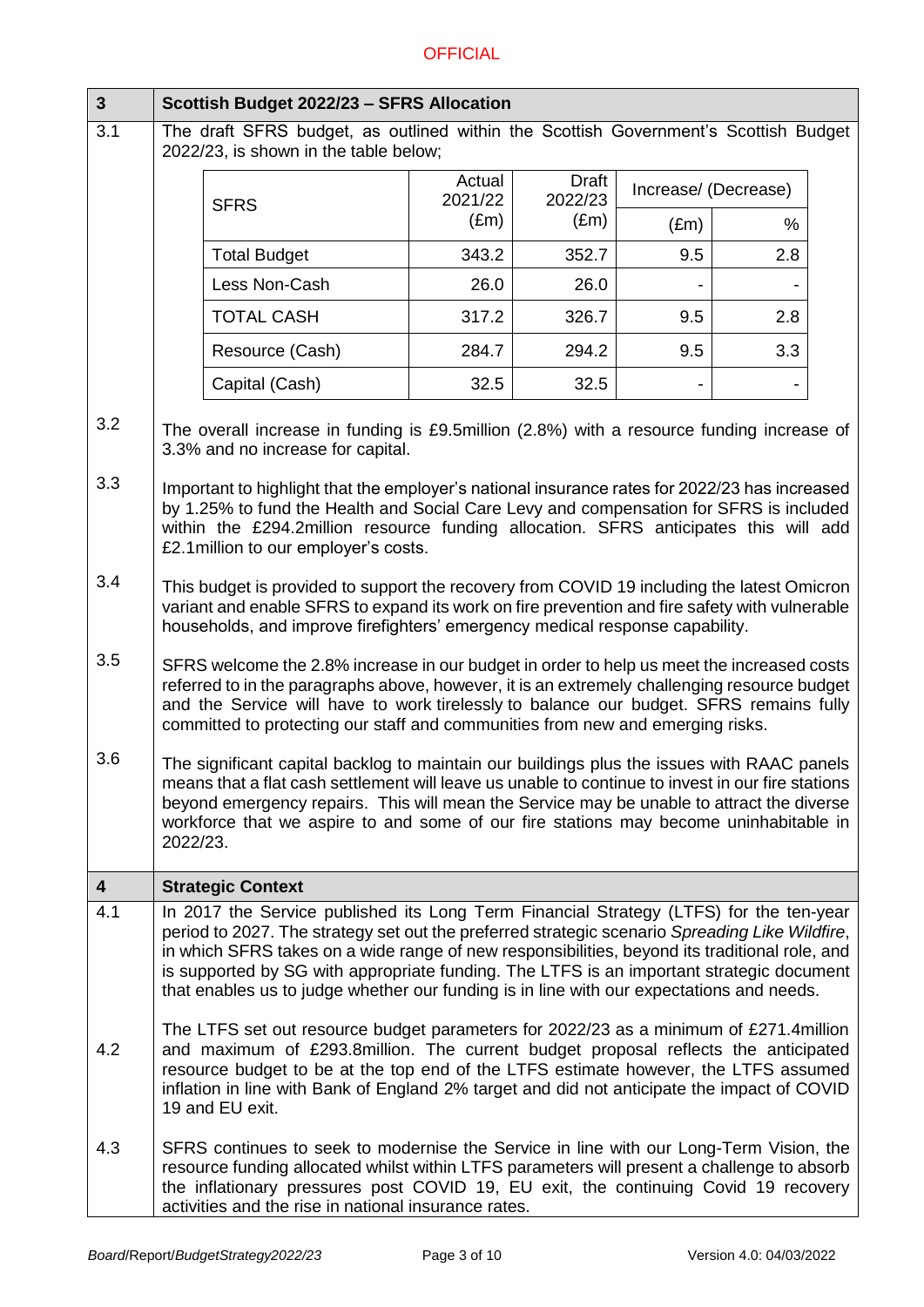## 3 Scottish Budget 2022/23 – SFRS Allocation

3.1 The draft SFRS budget, as outlined within the Scottish Government's Scottish Budget 2022/23, is shown in the table below;

| SFRS | Actual 2021/22 (£m) | Draft 2022/23 (£m) | Increase/ (Decrease) | |
|---|---|---|---|---|
| | | | (£m) | % |
| Total Budget | 343.2 | 352.7 | 9.5 | 2.8 |
| Less Non-Cash | 26.0 | 26.0 | - | - |
| TOTAL CASH | 317.2 | 326.7 | 9.5 | 2.8 |
| Resource (Cash) | 284.7 | 294.2 | 9.5 | 3.3 |
| Capital (Cash) | 32.5 | 32.5 | - | - |

3.2 The overall increase in funding is £9.5million (2.8%) with a resource funding increase of 3.3% and no increase for capital.

3.3 Important to highlight that the employer's national insurance rates for 2022/23 has increased by 1.25% to fund the Health and Social Care Levy and compensation for SFRS is included within the £294.2million resource funding allocation. SFRS anticipates this will add £2.1million to our employer's costs.

3.4 This budget is provided to support the recovery from COVID 19 including the latest Omicron variant and enable SFRS to expand its work on fire prevention and fire safety with vulnerable households, and improve firefighters' emergency medical response capability.

3.5 SFRS welcome the 2.8% increase in our budget in order to help us meet the increased costs referred to in the paragraphs above, however, it is an extremely challenging resource budget and the Service will have to work tirelessly to balance our budget. SFRS remains fully committed to protecting our staff and communities from new and emerging risks.

3.6 The significant capital backlog to maintain our buildings plus the issues with RAAC panels means that a flat cash settlement will leave us unable to continue to invest in our fire stations beyond emergency repairs. This will mean the Service may be unable to attract the diverse workforce that we aspire to and some of our fire stations may become uninhabitable in 2022/23.

## 4 Strategic Context

4.1 In 2017 the Service published its Long Term Financial Strategy (LTFS) for the ten-year period to 2027. The strategy set out the preferred strategic scenario *Spreading Like Wildfire*, in which SFRS takes on a wide range of new responsibilities, beyond its traditional role, and is supported by SG with appropriate funding. The LTFS is an important strategic document that enables us to judge whether our funding is in line with our expectations and needs.

4.2 The LTFS set out resource budget parameters for 2022/23 as a minimum of £271.4million and maximum of £293.8million. The current budget proposal reflects the anticipated resource budget to be at the top end of the LTFS estimate however, the LTFS assumed inflation in line with Bank of England 2% target and did not anticipate the impact of COVID 19 and EU exit.

4.3 SFRS continues to seek to modernise the Service in line with our Long-Term Vision, the resource funding allocated whilst within LTFS parameters will present a challenge to absorb the inflationary pressures post COVID 19, EU exit, the continuing Covid 19 recovery activities and the rise in national insurance rates.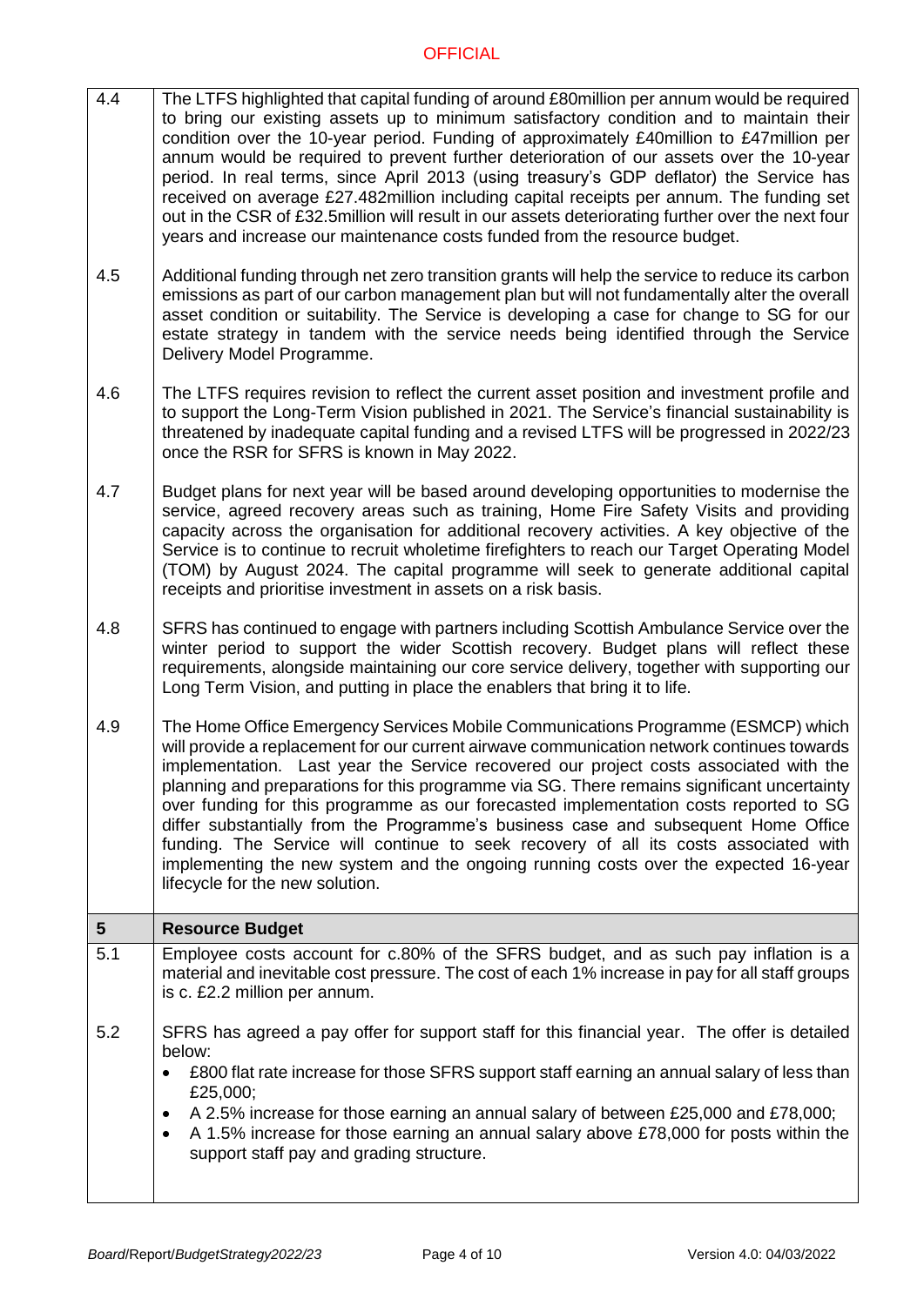| | |
|---|---|
| 4.4 | The LTFS highlighted that capital funding of around £80million per annum would be required to bring our existing assets up to minimum satisfactory condition and to maintain their condition over the 10-year period. Funding of approximately £40million to £47million per annum would be required to prevent further deterioration of our assets over the 10-year period. In real terms, since April 2013 (using treasury's GDP deflator) the Service has received on average £27.482million including capital receipts per annum. The funding set out in the CSR of £32.5million will result in our assets deteriorating further over the next four years and increase our maintenance costs funded from the resource budget. |
| 4.5 | Additional funding through net zero transition grants will help the service to reduce its carbon emissions as part of our carbon management plan but will not fundamentally alter the overall asset condition or suitability. The Service is developing a case for change to SG for our estate strategy in tandem with the service needs being identified through the Service Delivery Model Programme. |
| 4.6 | The LTFS requires revision to reflect the current asset position and investment profile and to support the Long-Term Vision published in 2021. The Service's financial sustainability is threatened by inadequate capital funding and a revised LTFS will be progressed in 2022/23 once the RSR for SFRS is known in May 2022. |
| 4.7 | Budget plans for next year will be based around developing opportunities to modernise the service, agreed recovery areas such as training, Home Fire Safety Visits and providing capacity across the organisation for additional recovery activities. A key objective of the Service is to continue to recruit wholetime firefighters to reach our Target Operating Model (TOM) by August 2024. The capital programme will seek to generate additional capital receipts and prioritise investment in assets on a risk basis. |
| 4.8 | SFRS has continued to engage with partners including Scottish Ambulance Service over the winter period to support the wider Scottish recovery. Budget plans will reflect these requirements, alongside maintaining our core service delivery, together with supporting our Long Term Vision, and putting in place the enablers that bring it to life. |
| 4.9 | The Home Office Emergency Services Mobile Communications Programme (ESMCP) which will provide a replacement for our current airwave communication network continues towards implementation. Last year the Service recovered our project costs associated with the planning and preparations for this programme via SG. There remains significant uncertainty over funding for this programme as our forecasted implementation costs reported to SG differ substantially from the Programme's business case and subsequent Home Office funding. The Service will continue to seek recovery of all its costs associated with implementing the new system and the ongoing running costs over the expected 16-year lifecycle for the new solution. |
| **5** | **Resource Budget** |
| 5.1 | Employee costs account for c.80% of the SFRS budget, and as such pay inflation is a material and inevitable cost pressure. The cost of each 1% increase in pay for all staff groups is c. £2.2 million per annum. |
| 5.2 | SFRS has agreed a pay offer for support staff for this financial year. The offer is detailed below:<br>• £800 flat rate increase for those SFRS support staff earning an annual salary of less than £25,000;<br>• A 2.5% increase for those earning an annual salary of between £25,000 and £78,000;<br>• A 1.5% increase for those earning an annual salary above £78,000 for posts within the support staff pay and grading structure. |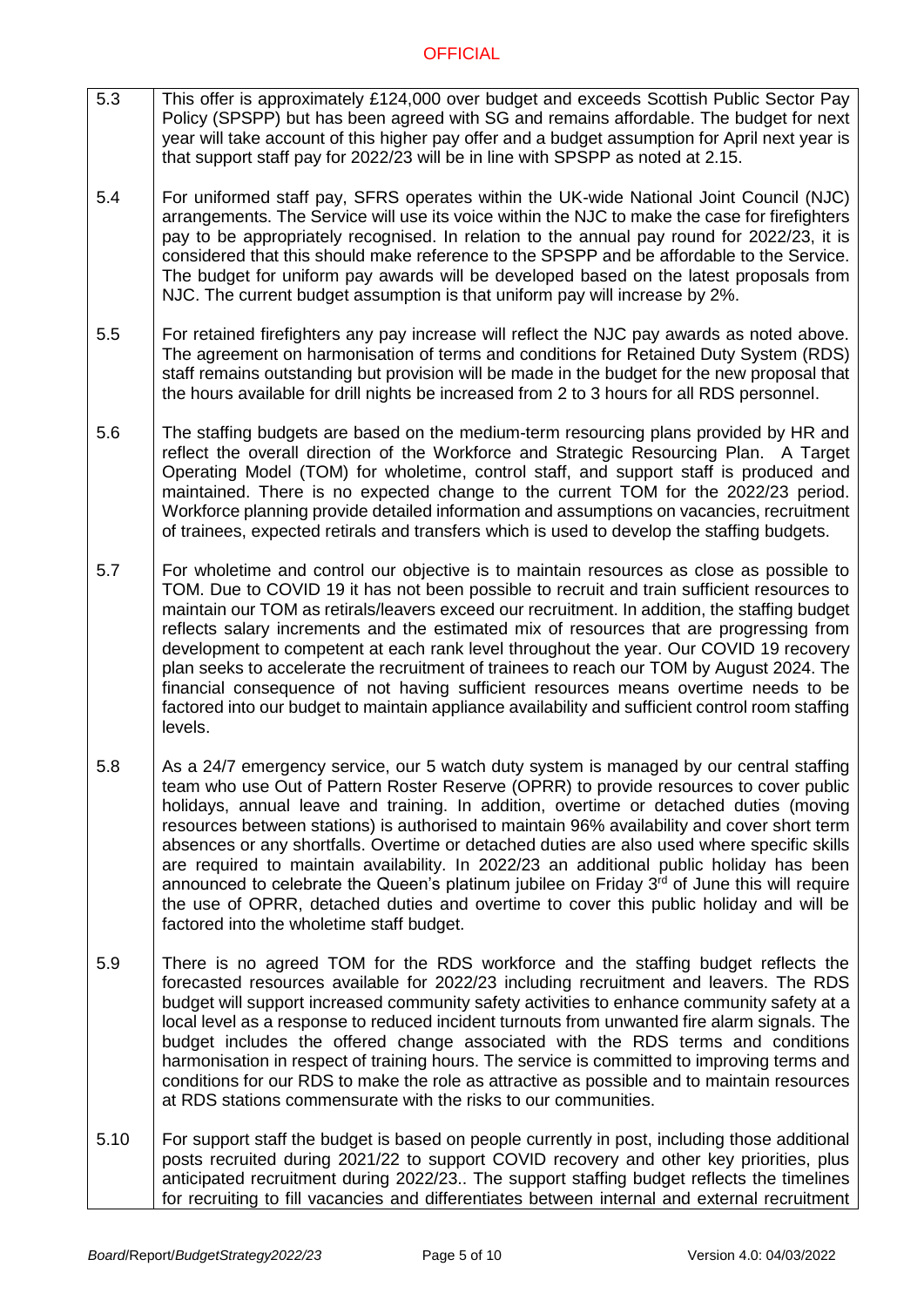| | |
|---|---|
| 5.3 | This offer is approximately £124,000 over budget and exceeds Scottish Public Sector Pay Policy (SPSPP) but has been agreed with SG and remains affordable. The budget for next year will take account of this higher pay offer and a budget assumption for April next year is that support staff pay for 2022/23 will be in line with SPSPP as noted at 2.15. |
| 5.4 | For uniformed staff pay, SFRS operates within the UK-wide National Joint Council (NJC) arrangements. The Service will use its voice within the NJC to make the case for firefighters pay to be appropriately recognised. In relation to the annual pay round for 2022/23, it is considered that this should make reference to the SPSPP and be affordable to the Service. The budget for uniform pay awards will be developed based on the latest proposals from NJC. The current budget assumption is that uniform pay will increase by 2%. |
| 5.5 | For retained firefighters any pay increase will reflect the NJC pay awards as noted above. The agreement on harmonisation of terms and conditions for Retained Duty System (RDS) staff remains outstanding but provision will be made in the budget for the new proposal that the hours available for drill nights be increased from 2 to 3 hours for all RDS personnel. |
| 5.6 | The staffing budgets are based on the medium-term resourcing plans provided by HR and reflect the overall direction of the Workforce and Strategic Resourcing Plan. A Target Operating Model (TOM) for wholetime, control staff, and support staff is produced and maintained. There is no expected change to the current TOM for the 2022/23 period. Workforce planning provide detailed information and assumptions on vacancies, recruitment of trainees, expected retirals and transfers which is used to develop the staffing budgets. |
| 5.7 | For wholetime and control our objective is to maintain resources as close as possible to TOM. Due to COVID 19 it has not been possible to recruit and train sufficient resources to maintain our TOM as retirals/leavers exceed our recruitment. In addition, the staffing budget reflects salary increments and the estimated mix of resources that are progressing from development to competent at each rank level throughout the year. Our COVID 19 recovery plan seeks to accelerate the recruitment of trainees to reach our TOM by August 2024. The financial consequence of not having sufficient resources means overtime needs to be factored into our budget to maintain appliance availability and sufficient control room staffing levels. |
| 5.8 | As a 24/7 emergency service, our 5 watch duty system is managed by our central staffing team who use Out of Pattern Roster Reserve (OPRR) to provide resources to cover public holidays, annual leave and training. In addition, overtime or detached duties (moving resources between stations) is authorised to maintain 96% availability and cover short term absences or any shortfalls. Overtime or detached duties are also used where specific skills are required to maintain availability. In 2022/23 an additional public holiday has been announced to celebrate the Queen's platinum jubilee on Friday 3rd of June this will require the use of OPRR, detached duties and overtime to cover this public holiday and will be factored into the wholetime staff budget. |
| 5.9 | There is no agreed TOM for the RDS workforce and the staffing budget reflects the forecasted resources available for 2022/23 including recruitment and leavers. The RDS budget will support increased community safety activities to enhance community safety at a local level as a response to reduced incident turnouts from unwanted fire alarm signals. The budget includes the offered change associated with the RDS terms and conditions harmonisation in respect of training hours. The service is committed to improving terms and conditions for our RDS to make the role as attractive as possible and to maintain resources at RDS stations commensurate with the risks to our communities. |
| 5.10 | For support staff the budget is based on people currently in post, including those additional posts recruited during 2021/22 to support COVID recovery and other key priorities, plus anticipated recruitment during 2022/23.. The support staffing budget reflects the timelines for recruiting to fill vacancies and differentiates between internal and external recruitment |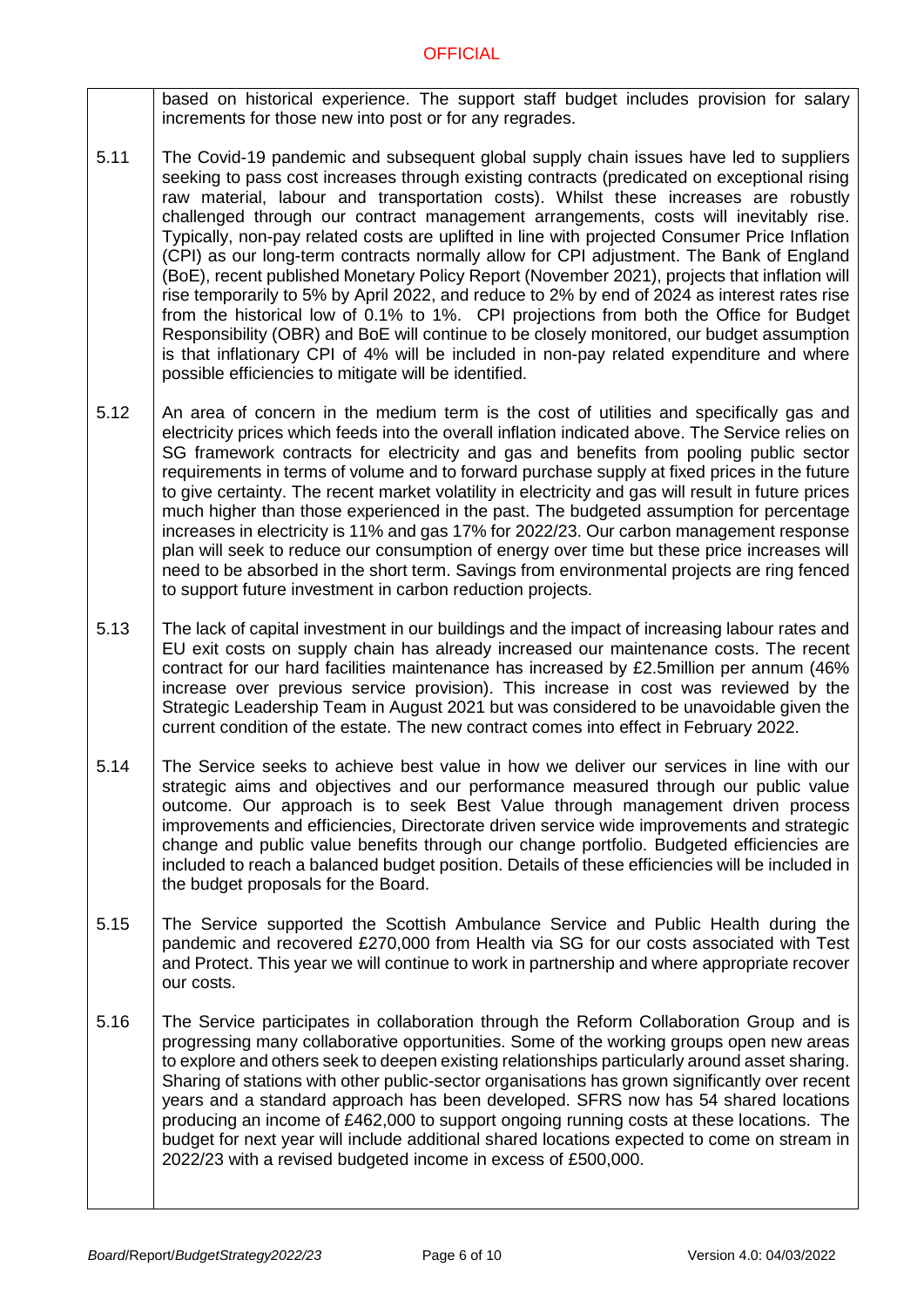based on historical experience. The support staff budget includes provision for salary increments for those new into post or for any regrades.

5.11 The Covid-19 pandemic and subsequent global supply chain issues have led to suppliers seeking to pass cost increases through existing contracts (predicated on exceptional rising raw material, labour and transportation costs). Whilst these increases are robustly challenged through our contract management arrangements, costs will inevitably rise. Typically, non-pay related costs are uplifted in line with projected Consumer Price Inflation (CPI) as our long-term contracts normally allow for CPI adjustment. The Bank of England (BoE), recent published Monetary Policy Report (November 2021), projects that inflation will rise temporarily to 5% by April 2022, and reduce to 2% by end of 2024 as interest rates rise from the historical low of 0.1% to 1%. CPI projections from both the Office for Budget Responsibility (OBR) and BoE will continue to be closely monitored, our budget assumption is that inflationary CPI of 4% will be included in non-pay related expenditure and where possible efficiencies to mitigate will be identified.

5.12 An area of concern in the medium term is the cost of utilities and specifically gas and electricity prices which feeds into the overall inflation indicated above. The Service relies on SG framework contracts for electricity and gas and benefits from pooling public sector requirements in terms of volume and to forward purchase supply at fixed prices in the future to give certainty. The recent market volatility in electricity and gas will result in future prices much higher than those experienced in the past. The budgeted assumption for percentage increases in electricity is 11% and gas 17% for 2022/23. Our carbon management response plan will seek to reduce our consumption of energy over time but these price increases will need to be absorbed in the short term. Savings from environmental projects are ring fenced to support future investment in carbon reduction projects.

5.13 The lack of capital investment in our buildings and the impact of increasing labour rates and EU exit costs on supply chain has already increased our maintenance costs. The recent contract for our hard facilities maintenance has increased by £2.5million per annum (46% increase over previous service provision). This increase in cost was reviewed by the Strategic Leadership Team in August 2021 but was considered to be unavoidable given the current condition of the estate. The new contract comes into effect in February 2022.

5.14 The Service seeks to achieve best value in how we deliver our services in line with our strategic aims and objectives and our performance measured through our public value outcome. Our approach is to seek Best Value through management driven process improvements and efficiencies, Directorate driven service wide improvements and strategic change and public value benefits through our change portfolio. Budgeted efficiencies are included to reach a balanced budget position. Details of these efficiencies will be included in the budget proposals for the Board.

5.15 The Service supported the Scottish Ambulance Service and Public Health during the pandemic and recovered £270,000 from Health via SG for our costs associated with Test and Protect. This year we will continue to work in partnership and where appropriate recover our costs.

5.16 The Service participates in collaboration through the Reform Collaboration Group and is progressing many collaborative opportunities. Some of the working groups open new areas to explore and others seek to deepen existing relationships particularly around asset sharing. Sharing of stations with other public-sector organisations has grown significantly over recent years and a standard approach has been developed. SFRS now has 54 shared locations producing an income of £462,000 to support ongoing running costs at these locations. The budget for next year will include additional shared locations expected to come on stream in 2022/23 with a revised budgeted income in excess of £500,000.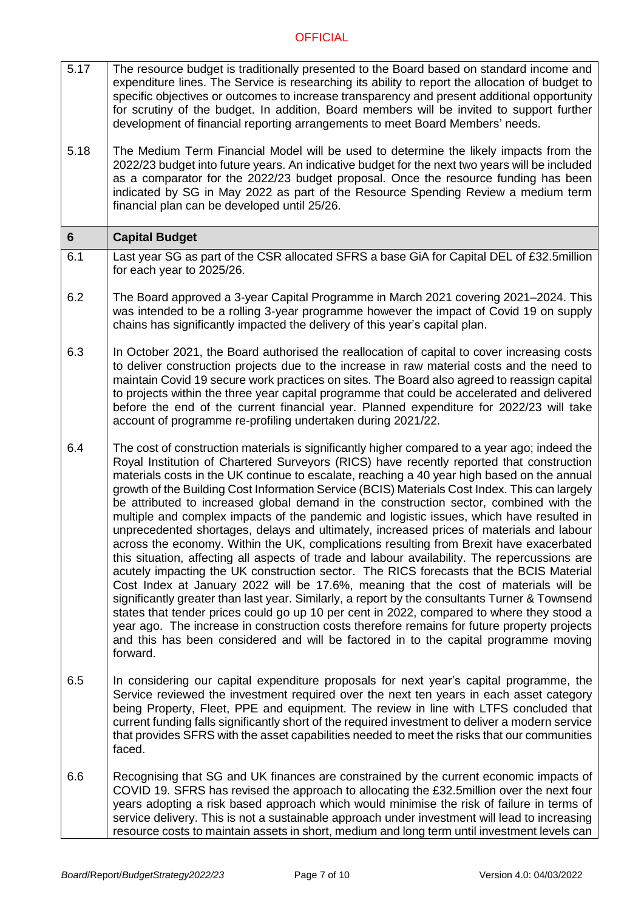| | |
|---|---|
| 5.17 | The resource budget is traditionally presented to the Board based on standard income and expenditure lines. The Service is researching its ability to report the allocation of budget to specific objectives or outcomes to increase transparency and present additional opportunity for scrutiny of the budget. In addition, Board members will be invited to support further development of financial reporting arrangements to meet Board Members' needs. |
| 5.18 | The Medium Term Financial Model will be used to determine the likely impacts from the 2022/23 budget into future years. An indicative budget for the next two years will be included as a comparator for the 2022/23 budget proposal. Once the resource funding has been indicated by SG in May 2022 as part of the Resource Spending Review a medium term financial plan can be developed until 25/26. |
| **6** | **Capital Budget** |
| 6.1 | Last year SG as part of the CSR allocated SFRS a base GiA for Capital DEL of £32.5million for each year to 2025/26. |
| 6.2 | The Board approved a 3-year Capital Programme in March 2021 covering 2021–2024. This was intended to be a rolling 3-year programme however the impact of Covid 19 on supply chains has significantly impacted the delivery of this year's capital plan. |
| 6.3 | In October 2021, the Board authorised the reallocation of capital to cover increasing costs to deliver construction projects due to the increase in raw material costs and the need to maintain Covid 19 secure work practices on sites. The Board also agreed to reassign capital to projects within the three year capital programme that could be accelerated and delivered before the end of the current financial year. Planned expenditure for 2022/23 will take account of programme re-profiling undertaken during 2021/22. |
| 6.4 | The cost of construction materials is significantly higher compared to a year ago; indeed the Royal Institution of Chartered Surveyors (RICS) have recently reported that construction materials costs in the UK continue to escalate, reaching a 40 year high based on the annual growth of the Building Cost Information Service (BCIS) Materials Cost Index. This can largely be attributed to increased global demand in the construction sector, combined with the multiple and complex impacts of the pandemic and logistic issues, which have resulted in unprecedented shortages, delays and ultimately, increased prices of materials and labour across the economy. Within the UK, complications resulting from Brexit have exacerbated this situation, affecting all aspects of trade and labour availability. The repercussions are acutely impacting the UK construction sector. The RICS forecasts that the BCIS Material Cost Index at January 2022 will be 17.6%, meaning that the cost of materials will be significantly greater than last year. Similarly, a report by the consultants Turner & Townsend states that tender prices could go up 10 per cent in 2022, compared to where they stood a year ago. The increase in construction costs therefore remains for future property projects and this has been considered and will be factored in to the capital programme moving forward. |
| 6.5 | In considering our capital expenditure proposals for next year's capital programme, the Service reviewed the investment required over the next ten years in each asset category being Property, Fleet, PPE and equipment. The review in line with LTFS concluded that current funding falls significantly short of the required investment to deliver a modern service that provides SFRS with the asset capabilities needed to meet the risks that our communities faced. |
| 6.6 | Recognising that SG and UK finances are constrained by the current economic impacts of COVID 19. SFRS has revised the approach to allocating the £32.5million over the next four years adopting a risk based approach which would minimise the risk of failure in terms of service delivery. This is not a sustainable approach under investment will lead to increasing resource costs to maintain assets in short, medium and long term until investment levels can |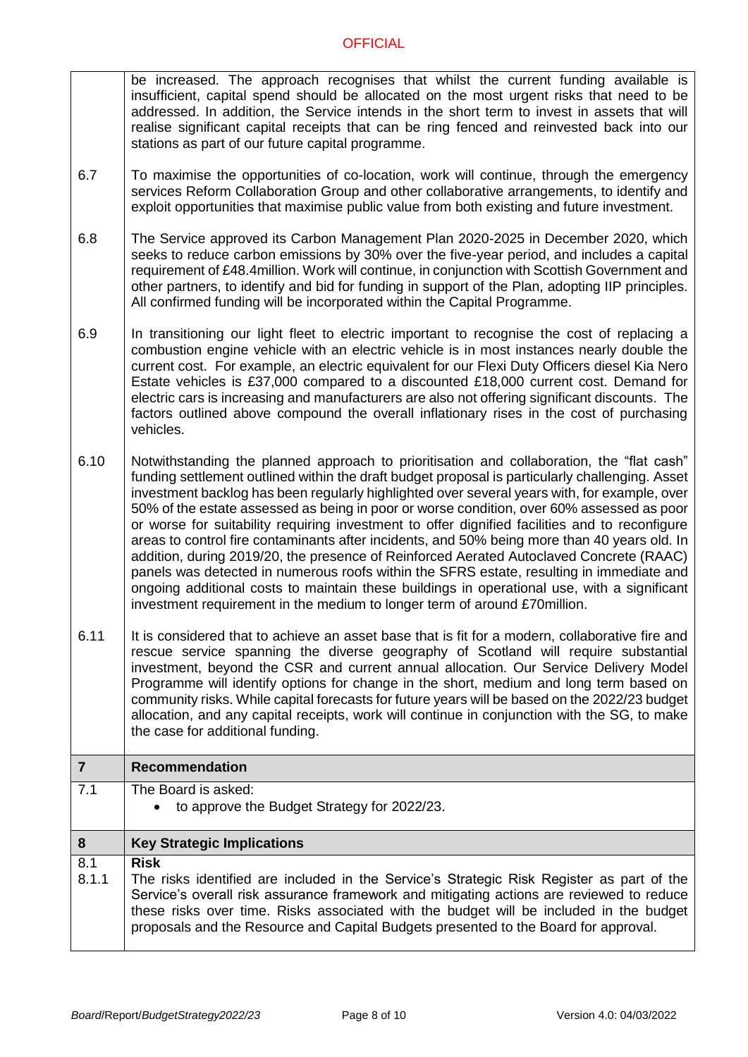be increased. The approach recognises that whilst the current funding available is insufficient, capital spend should be allocated on the most urgent risks that need to be addressed. In addition, the Service intends in the short term to invest in assets that will realise significant capital receipts that can be ring fenced and reinvested back into our stations as part of our future capital programme.

6.7 To maximise the opportunities of co-location, work will continue, through the emergency services Reform Collaboration Group and other collaborative arrangements, to identify and exploit opportunities that maximise public value from both existing and future investment.

6.8 The Service approved its Carbon Management Plan 2020-2025 in December 2020, which seeks to reduce carbon emissions by 30% over the five-year period, and includes a capital requirement of £48.4million. Work will continue, in conjunction with Scottish Government and other partners, to identify and bid for funding in support of the Plan, adopting IIP principles. All confirmed funding will be incorporated within the Capital Programme.

6.9 In transitioning our light fleet to electric important to recognise the cost of replacing a combustion engine vehicle with an electric vehicle is in most instances nearly double the current cost. For example, an electric equivalent for our Flexi Duty Officers diesel Kia Nero Estate vehicles is £37,000 compared to a discounted £18,000 current cost. Demand for electric cars is increasing and manufacturers are also not offering significant discounts. The factors outlined above compound the overall inflationary rises in the cost of purchasing vehicles.

6.10 Notwithstanding the planned approach to prioritisation and collaboration, the "flat cash" funding settlement outlined within the draft budget proposal is particularly challenging. Asset investment backlog has been regularly highlighted over several years with, for example, over 50% of the estate assessed as being in poor or worse condition, over 60% assessed as poor or worse for suitability requiring investment to offer dignified facilities and to reconfigure areas to control fire contaminants after incidents, and 50% being more than 40 years old. In addition, during 2019/20, the presence of Reinforced Aerated Autoclaved Concrete (RAAC) panels was detected in numerous roofs within the SFRS estate, resulting in immediate and ongoing additional costs to maintain these buildings in operational use, with a significant investment requirement in the medium to longer term of around £70million.

6.11 It is considered that to achieve an asset base that is fit for a modern, collaborative fire and rescue service spanning the diverse geography of Scotland will require substantial investment, beyond the CSR and current annual allocation. Our Service Delivery Model Programme will identify options for change in the short, medium and long term based on community risks. While capital forecasts for future years will be based on the 2022/23 budget allocation, and any capital receipts, work will continue in conjunction with the SG, to make the case for additional funding.

## 7 Recommendation

7.1 The Board is asked:

- to approve the Budget Strategy for 2022/23.

## 8 Key Strategic Implications

8.1 **Risk**

8.1.1 The risks identified are included in the Service's Strategic Risk Register as part of the Service's overall risk assurance framework and mitigating actions are reviewed to reduce these risks over time. Risks associated with the budget will be included in the budget proposals and the Resource and Capital Budgets presented to the Board for approval.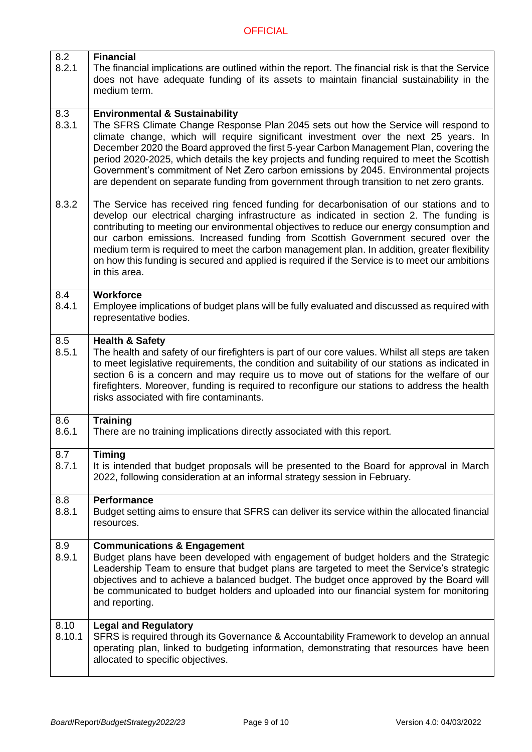| | |
|---|---|
| 8.2<br>8.2.1 | **Financial**<br>The financial implications are outlined within the report. The financial risk is that the Service does not have adequate funding of its assets to maintain financial sustainability in the medium term. |
| 8.3<br>8.3.1 | **Environmental & Sustainability**<br>The SFRS Climate Change Response Plan 2045 sets out how the Service will respond to climate change, which will require significant investment over the next 25 years. In December 2020 the Board approved the first 5-year Carbon Management Plan, covering the period 2020-2025, which details the key projects and funding required to meet the Scottish Government's commitment of Net Zero carbon emissions by 2045. Environmental projects are dependent on separate funding from government through transition to net zero grants. |
| 8.3.2 | The Service has received ring fenced funding for decarbonisation of our stations and to develop our electrical charging infrastructure as indicated in section 2. The funding is contributing to meeting our environmental objectives to reduce our energy consumption and our carbon emissions. Increased funding from Scottish Government secured over the medium term is required to meet the carbon management plan. In addition, greater flexibility on how this funding is secured and applied is required if the Service is to meet our ambitions in this area. |
| 8.4<br>8.4.1 | **Workforce**<br>Employee implications of budget plans will be fully evaluated and discussed as required with representative bodies. |
| 8.5<br>8.5.1 | **Health & Safety**<br>The health and safety of our firefighters is part of our core values. Whilst all steps are taken to meet legislative requirements, the condition and suitability of our stations as indicated in section 6 is a concern and may require us to move out of stations for the welfare of our firefighters. Moreover, funding is required to reconfigure our stations to address the health risks associated with fire contaminants. |
| 8.6<br>8.6.1 | **Training**<br>There are no training implications directly associated with this report. |
| 8.7<br>8.7.1 | **Timing**<br>It is intended that budget proposals will be presented to the Board for approval in March 2022, following consideration at an informal strategy session in February. |
| 8.8<br>8.8.1 | **Performance**<br>Budget setting aims to ensure that SFRS can deliver its service within the allocated financial resources. |
| 8.9<br>8.9.1 | **Communications & Engagement**<br>Budget plans have been developed with engagement of budget holders and the Strategic Leadership Team to ensure that budget plans are targeted to meet the Service's strategic objectives and to achieve a balanced budget. The budget once approved by the Board will be communicated to budget holders and uploaded into our financial system for monitoring and reporting. |
| 8.10<br>8.10.1 | **Legal and Regulatory**<br>SFRS is required through its Governance & Accountability Framework to develop an annual operating plan, linked to budgeting information, demonstrating that resources have been allocated to specific objectives. |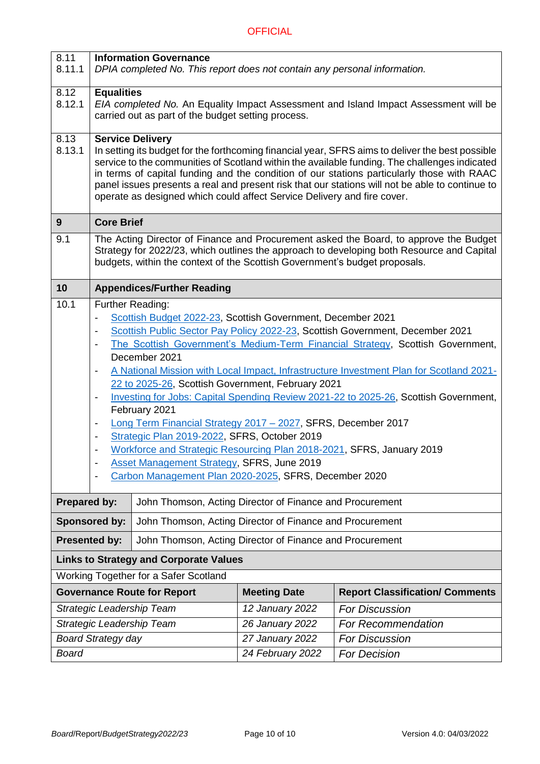| | |
|---|---|
| 8.11<br>8.11.1 | **Information Governance**<br>*DPIA completed No. This report does not contain any personal information.* |
| 8.12<br>8.12.1 | **Equalities**<br>*EIA completed No.* An Equality Impact Assessment and Island Impact Assessment will be carried out as part of the budget setting process. |
| 8.13<br>8.13.1 | **Service Delivery**<br>In setting its budget for the forthcoming financial year, SFRS aims to deliver the best possible service to the communities of Scotland within the available funding. The challenges indicated in terms of capital funding and the condition of our stations particularly those with RAAC panel issues presents a real and present risk that our stations will not be able to continue to operate as designed which could affect Service Delivery and fire cover. |
| **9** | **Core Brief** |
| 9.1 | The Acting Director of Finance and Procurement asked the Board, to approve the Budget Strategy for 2022/23, which outlines the approach to developing both Resource and Capital budgets, within the context of the Scottish Government's budget proposals. |
| **10** | **Appendices/Further Reading** |
| 10.1 | Further Reading:<br>- Scottish Budget 2022-23, Scottish Government, December 2021<br>- Scottish Public Sector Pay Policy 2022-23, Scottish Government, December 2021<br>- The Scottish Government's Medium-Term Financial Strategy, Scottish Government, December 2021<br>- A National Mission with Local Impact, Infrastructure Investment Plan for Scotland 2021-22 to 2025-26, Scottish Government, February 2021<br>- Investing for Jobs: Capital Spending Review 2021-22 to 2025-26, Scottish Government, February 2021<br>- Long Term Financial Strategy 2017 – 2027, SFRS, December 2017<br>- Strategic Plan 2019-2022, SFRS, October 2019<br>- Workforce and Strategic Resourcing Plan 2018-2021, SFRS, January 2019<br>- Asset Management Strategy, SFRS, June 2019<br>- Carbon Management Plan 2020-2025, SFRS, December 2020 |

| | |
|---|---|
| **Prepared by:** | John Thomson, Acting Director of Finance and Procurement |
| **Sponsored by:** | John Thomson, Acting Director of Finance and Procurement |
| **Presented by:** | John Thomson, Acting Director of Finance and Procurement |

**Links to Strategy and Corporate Values**

Working Together for a Safer Scotland

| Governance Route for Report | Meeting Date | Report Classification/ Comments |
|---|---|---|
| *Strategic Leadership Team* | *12 January 2022* | *For Discussion* |
| *Strategic Leadership Team* | *26 January 2022* | *For Recommendation* |
| *Board Strategy day* | *27 January 2022* | *For Discussion* |
| *Board* | *24 February 2022* | *For Decision* |